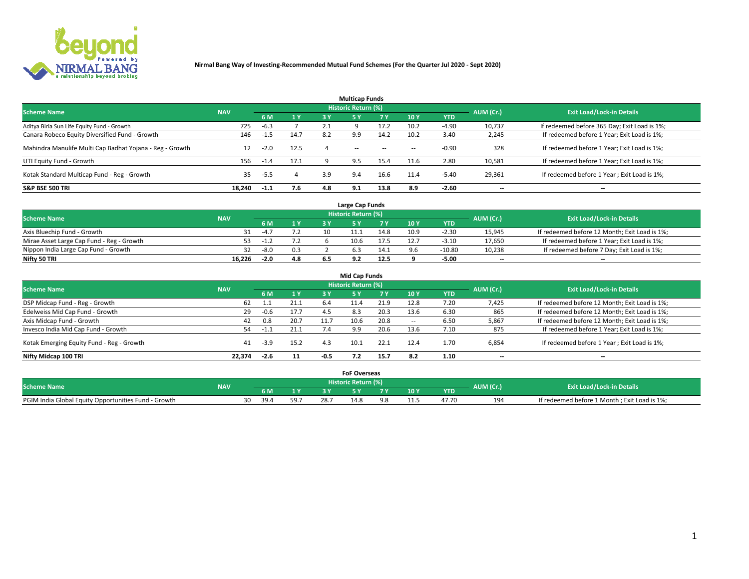**Nirmal Bang Way of Investing-Recommended Mutual Fund Schemes (For the Quarter Jul 2020 - Sept 2020)**

## Multicap Funds

| Scheme Name | NAV | Historic Return (%) | | | | | | | AUM (Cr.) | Exit Load/Lock-in Details |
|---|---|---|---|---|---|---|---|---|---|---|
| | | 6 M | 1 Y | 3 Y | 5 Y | 7 Y | 10 Y | YTD | | |
| Aditya Birla Sun Life Equity Fund - Growth | 725 | -6.3 | 7 | 2.1 | 9 | 17.2 | 10.2 | -4.90 | 10,737 | If redeemed before 365 Day; Exit Load is 1%; |
| Canara Robeco Equity Diversified Fund - Growth | 146 | -1.5 | 14.7 | 8.2 | 9.9 | 14.2 | 10.2 | 3.40 | 2,245 | If redeemed before 1 Year; Exit Load is 1%; |
| Mahindra Manulife Multi Cap Badhat Yojana - Reg - Growth | 12 | -2.0 | 12.5 | 4 | -- | -- | -- | -0.90 | 328 | If redeemed before 1 Year; Exit Load is 1%; |
| UTI Equity Fund - Growth | 156 | -1.4 | 17.1 | 9 | 9.5 | 15.4 | 11.6 | 2.80 | 10,581 | If redeemed before 1 Year; Exit Load is 1%; |
| Kotak Standard Multicap Fund - Reg - Growth | 35 | -5.5 | 4 | 3.9 | 9.4 | 16.6 | 11.4 | -5.40 | 29,361 | If redeemed before 1 Year ; Exit Load is 1%; |
| **S&P BSE 500 TRI** | **18,240** | **-1.1** | **7.6** | **4.8** | **9.1** | **13.8** | **8.9** | **-2.60** | **--** | **--** |

## Large Cap Funds

| Scheme Name | NAV | Historic Return (%) | | | | | | | AUM (Cr.) | Exit Load/Lock-in Details |
|---|---|---|---|---|---|---|---|---|---|---|
| | | 6 M | 1 Y | 3 Y | 5 Y | 7 Y | 10 Y | YTD | | |
| Axis Bluechip Fund - Growth | 31 | -4.7 | 7.2 | 10 | 11.1 | 14.8 | 10.9 | -2.30 | 15,945 | If redeemed before 12 Month; Exit Load is 1%; |
| Mirae Asset Large Cap Fund - Reg - Growth | 53 | -1.2 | 7.2 | 6 | 10.6 | 17.5 | 12.7 | -3.10 | 17,650 | If redeemed before 1 Year; Exit Load is 1%; |
| Nippon India Large Cap Fund - Growth | 32 | -8.0 | 0.3 | 2 | 6.3 | 14.1 | 9.6 | -10.80 | 10,238 | If redeemed before 7 Day; Exit Load is 1%; |
| **Nifty 50 TRI** | **16,226** | **-2.0** | **4.8** | **6.5** | **9.2** | **12.5** | **9** | **-5.00** | **--** | **--** |

## Mid Cap Funds

| Scheme Name | NAV | Historic Return (%) | | | | | | | AUM (Cr.) | Exit Load/Lock-in Details |
|---|---|---|---|---|---|---|---|---|---|---|
| | | 6 M | 1 Y | 3 Y | 5 Y | 7 Y | 10 Y | YTD | | |
| DSP Midcap Fund - Reg - Growth | 62 | 1.1 | 21.1 | 6.4 | 11.4 | 21.9 | 12.8 | 7.20 | 7,425 | If redeemed before 12 Month; Exit Load is 1%; |
| Edelweiss Mid Cap Fund - Growth | 29 | -0.6 | 17.7 | 4.5 | 8.3 | 20.3 | 13.6 | 6.30 | 865 | If redeemed before 12 Month; Exit Load is 1%; |
| Axis Midcap Fund - Growth | 42 | 0.8 | 20.7 | 11.7 | 10.6 | 20.8 | -- | 6.50 | 5,867 | If redeemed before 12 Month; Exit Load is 1%; |
| Invesco India Mid Cap Fund - Growth | 54 | -1.1 | 21.1 | 7.4 | 9.9 | 20.6 | 13.6 | 7.10 | 875 | If redeemed before 1 Year; Exit Load is 1%; |
| Kotak Emerging Equity Fund - Reg - Growth | 41 | -3.9 | 15.2 | 4.3 | 10.1 | 22.1 | 12.4 | 1.70 | 6,854 | If redeemed before 1 Year ; Exit Load is 1%; |
| **Nifty Midcap 100 TRI** | **22,374** | **-2.6** | **11** | **-0.5** | **7.2** | **15.7** | **8.2** | **1.10** | **--** | **--** |

## FoF Overseas

| Scheme Name | NAV | Historic Return (%) | | | | | | | AUM (Cr.) | Exit Load/Lock-in Details |
|---|---|---|---|---|---|---|---|---|---|---|
| | | 6 M | 1 Y | 3 Y | 5 Y | 7 Y | 10 Y | YTD | | |
| PGIM India Global Equity Opportunities Fund - Growth | 30 | 39.4 | 59.7 | 28.7 | 14.8 | 9.8 | 11.5 | 47.70 | 194 | If redeemed before 1 Month ; Exit Load is 1%; |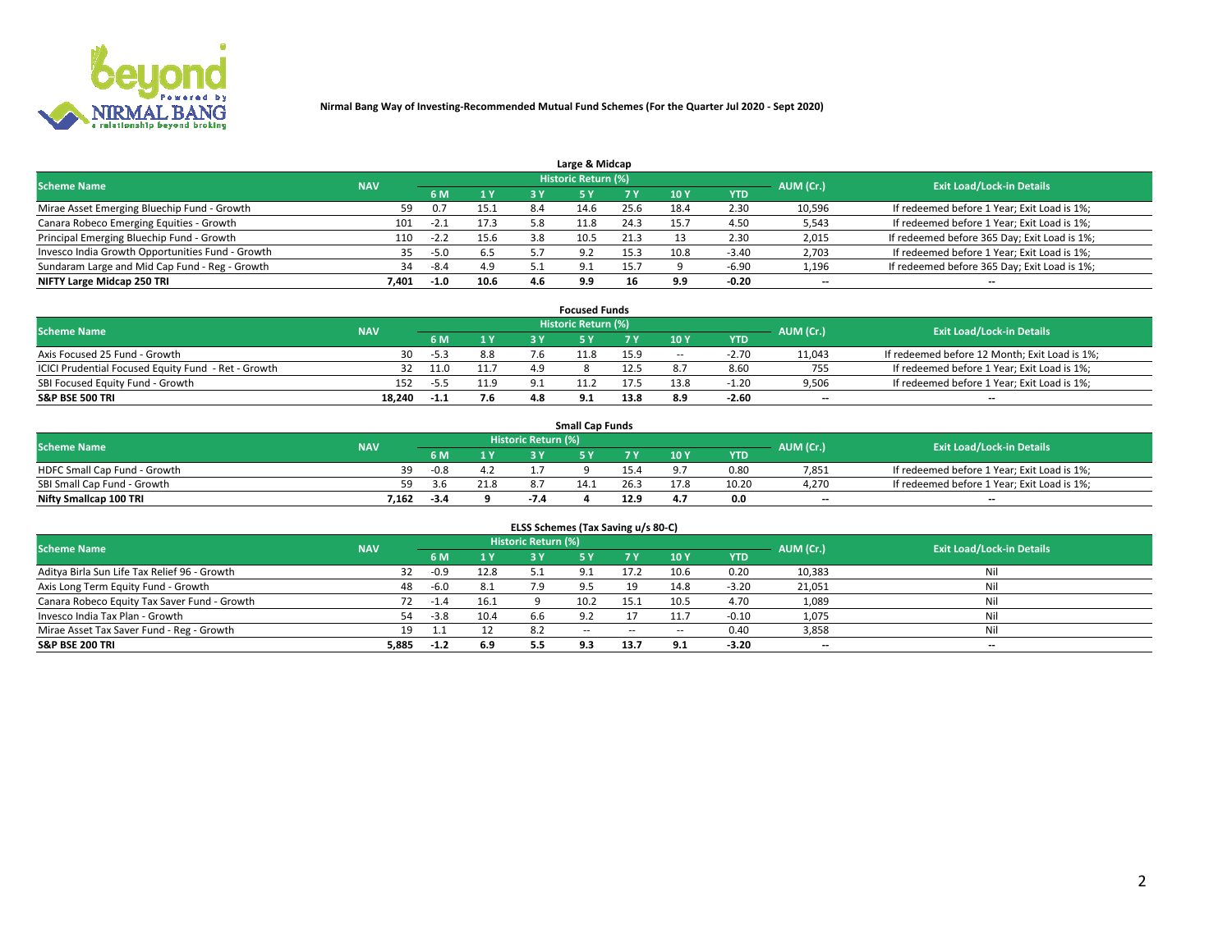**Nirmal Bang Way of Investing-Recommended Mutual Fund Schemes (For the Quarter Jul 2020 - Sept 2020)**

### Large & Midcap

| Scheme Name | NAV | Historic Return (%) | | | | | | | AUM (Cr.) | Exit Load/Lock-in Details |
|---|---|---|---|---|---|---|---|---|---|---|
| | | 6 M | 1 Y | 3 Y | 5 Y | 7 Y | 10 Y | YTD | | |
| Mirae Asset Emerging Bluechip Fund - Growth | 59 | 0.7 | 15.1 | 8.4 | 14.6 | 25.6 | 18.4 | 2.30 | 10,596 | If redeemed before 1 Year; Exit Load is 1%; |
| Canara Robeco Emerging Equities - Growth | 101 | -2.1 | 17.3 | 5.8 | 11.8 | 24.3 | 15.7 | 4.50 | 5,543 | If redeemed before 1 Year; Exit Load is 1%; |
| Principal Emerging Bluechip Fund - Growth | 110 | -2.2 | 15.6 | 3.8 | 10.5 | 21.3 | 13 | 2.30 | 2,015 | If redeemed before 365 Day; Exit Load is 1%; |
| Invesco India Growth Opportunities Fund - Growth | 35 | -5.0 | 6.5 | 5.7 | 9.2 | 15.3 | 10.8 | -3.40 | 2,703 | If redeemed before 1 Year; Exit Load is 1%; |
| Sundaram Large and Mid Cap Fund - Reg - Growth | 34 | -8.4 | 4.9 | 5.1 | 9.1 | 15.7 | 9 | -6.90 | 1,196 | If redeemed before 365 Day; Exit Load is 1%; |
| **NIFTY Large Midcap 250 TRI** | **7,401** | **-1.0** | **10.6** | **4.6** | **9.9** | **16** | **9.9** | **-0.20** | **--** | **--** |

### Focused Funds

| Scheme Name | NAV | Historic Return (%) | | | | | | | AUM (Cr.) | Exit Load/Lock-in Details |
|---|---|---|---|---|---|---|---|---|---|---|
| | | 6 M | 1 Y | 3 Y | 5 Y | 7 Y | 10 Y | YTD | | |
| Axis Focused 25 Fund - Growth | 30 | -5.3 | 8.8 | 7.6 | 11.8 | 15.9 | -- | -2.70 | 11,043 | If redeemed before 12 Month; Exit Load is 1%; |
| ICICI Prudential Focused Equity Fund - Ret - Growth | 32 | 11.0 | 11.7 | 4.9 | 8 | 12.5 | 8.7 | 8.60 | 755 | If redeemed before 1 Year; Exit Load is 1%; |
| SBI Focused Equity Fund - Growth | 152 | -5.5 | 11.9 | 9.1 | 11.2 | 17.5 | 13.8 | -1.20 | 9,506 | If redeemed before 1 Year; Exit Load is 1%; |
| **S&P BSE 500 TRI** | **18,240** | **-1.1** | **7.6** | **4.8** | **9.1** | **13.8** | **8.9** | **-2.60** | **--** | **--** |

### Small Cap Funds

| Scheme Name | NAV | Historic Return (%) | | | | | | | AUM (Cr.) | Exit Load/Lock-in Details |
|---|---|---|---|---|---|---|---|---|---|---|
| | | 6 M | 1 Y | 3 Y | 5 Y | 7 Y | 10 Y | YTD | | |
| HDFC Small Cap Fund - Growth | 39 | -0.8 | 4.2 | 1.7 | 9 | 15.4 | 9.7 | 0.80 | 7,851 | If redeemed before 1 Year; Exit Load is 1%; |
| SBI Small Cap Fund - Growth | 59 | 3.6 | 21.8 | 8.7 | 14.1 | 26.3 | 17.8 | 10.20 | 4,270 | If redeemed before 1 Year; Exit Load is 1%; |
| **Nifty Smallcap 100 TRI** | **7,162** | **-3.4** | **9** | **-7.4** | **4** | **12.9** | **4.7** | **0.0** | **--** | **--** |

### ELSS Schemes (Tax Saving u/s 80-C)

| Scheme Name | NAV | Historic Return (%) | | | | | | | AUM (Cr.) | Exit Load/Lock-in Details |
|---|---|---|---|---|---|---|---|---|---|---|
| | | 6 M | 1 Y | 3 Y | 5 Y | 7 Y | 10 Y | YTD | | |
| Aditya Birla Sun Life Tax Relief 96 - Growth | 32 | -0.9 | 12.8 | 5.1 | 9.1 | 17.2 | 10.6 | 0.20 | 10,383 | Nil |
| Axis Long Term Equity Fund - Growth | 48 | -6.0 | 8.1 | 7.9 | 9.5 | 19 | 14.8 | -3.20 | 21,051 | Nil |
| Canara Robeco Equity Tax Saver Fund - Growth | 72 | -1.4 | 16.1 | 9 | 10.2 | 15.1 | 10.5 | 4.70 | 1,089 | Nil |
| Invesco India Tax Plan - Growth | 54 | -3.8 | 10.4 | 6.6 | 9.2 | 17 | 11.7 | -0.10 | 1,075 | Nil |
| Mirae Asset Tax Saver Fund - Reg - Growth | 19 | 1.1 | 12 | 8.2 | -- | -- | -- | 0.40 | 3,858 | Nil |
| **S&P BSE 200 TRI** | **5,885** | **-1.2** | **6.9** | **5.5** | **9.3** | **13.7** | **9.1** | **-3.20** | **--** | **--** |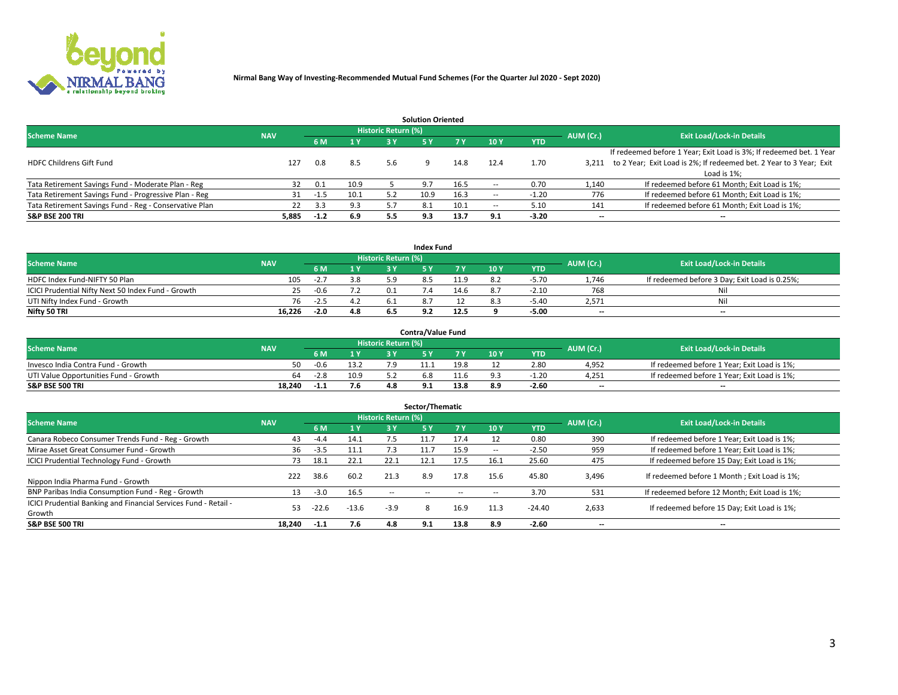**Nirmal Bang Way of Investing-Recommended Mutual Fund Schemes (For the Quarter Jul 2020 - Sept 2020)**

## Solution Oriented

| Scheme Name | NAV | Historic Return (%) | | | | | | | AUM (Cr.) | Exit Load/Lock-in Details |
|---|---|---|---|---|---|---|---|---|---|---|
| | | 6 M | 1 Y | 3 Y | 5 Y | 7 Y | 10 Y | YTD | | |
| HDFC Childrens Gift Fund | 127 | 0.8 | 8.5 | 5.6 | 9 | 14.8 | 12.4 | 1.70 | 3,211 | If redeemed before 1 Year; Exit Load is 3%; If redeemed bet. 1 Year to 2 Year; Exit Load is 2%; If redeemed bet. 2 Year to 3 Year; Exit Load is 1%; |
| Tata Retirement Savings Fund - Moderate Plan - Reg | 32 | 0.1 | 10.9 | 5 | 9.7 | 16.5 | -- | 0.70 | 1,140 | If redeemed before 61 Month; Exit Load is 1%; |
| Tata Retirement Savings Fund - Progressive Plan - Reg | 31 | -1.5 | 10.1 | 5.2 | 10.9 | 16.3 | -- | -1.20 | 776 | If redeemed before 61 Month; Exit Load is 1%; |
| Tata Retirement Savings Fund - Reg - Conservative Plan | 22 | 3.3 | 9.3 | 5.7 | 8.1 | 10.1 | -- | 5.10 | 141 | If redeemed before 61 Month; Exit Load is 1%; |
| **S&P BSE 200 TRI** | **5,885** | **-1.2** | **6.9** | **5.5** | **9.3** | **13.7** | **9.1** | **-3.20** | **--** | **--** |

## Index Fund

| Scheme Name | NAV | Historic Return (%) | | | | | | | AUM (Cr.) | Exit Load/Lock-in Details |
|---|---|---|---|---|---|---|---|---|---|---|
| | | 6 M | 1 Y | 3 Y | 5 Y | 7 Y | 10 Y | YTD | | |
| HDFC Index Fund-NIFTY 50 Plan | 105 | -2.7 | 3.8 | 5.9 | 8.5 | 11.9 | 8.2 | -5.70 | 1,746 | If redeemed before 3 Day; Exit Load is 0.25%; |
| ICICI Prudential Nifty Next 50 Index Fund - Growth | 25 | -0.6 | 7.2 | 0.1 | 7.4 | 14.6 | 8.7 | -2.10 | 768 | Nil |
| UTI Nifty Index Fund - Growth | 76 | -2.5 | 4.2 | 6.1 | 8.7 | 12 | 8.3 | -5.40 | 2,571 | Nil |
| **Nifty 50 TRI** | **16,226** | **-2.0** | **4.8** | **6.5** | **9.2** | **12.5** | **9** | **-5.00** | **--** | **--** |

## Contra/Value Fund

| Scheme Name | NAV | Historic Return (%) | | | | | | | AUM (Cr.) | Exit Load/Lock-in Details |
|---|---|---|---|---|---|---|---|---|---|---|
| | | 6 M | 1 Y | 3 Y | 5 Y | 7 Y | 10 Y | YTD | | |
| Invesco India Contra Fund - Growth | 50 | -0.6 | 13.2 | 7.9 | 11.1 | 19.8 | 12 | 2.80 | 4,952 | If redeemed before 1 Year; Exit Load is 1%; |
| UTI Value Opportunities Fund - Growth | 64 | -2.8 | 10.9 | 5.2 | 6.8 | 11.6 | 9.3 | -1.20 | 4,251 | If redeemed before 1 Year; Exit Load is 1%; |
| **S&P BSE 500 TRI** | **18,240** | **-1.1** | **7.6** | **4.8** | **9.1** | **13.8** | **8.9** | **-2.60** | **--** | **--** |

## Sector/Thematic

| Scheme Name | NAV | Historic Return (%) | | | | | | | AUM (Cr.) | Exit Load/Lock-in Details |
|---|---|---|---|---|---|---|---|---|---|---|
| | | 6 M | 1 Y | 3 Y | 5 Y | 7 Y | 10 Y | YTD | | |
| Canara Robeco Consumer Trends Fund - Reg - Growth | 43 | -4.4 | 14.1 | 7.5 | 11.7 | 17.4 | 12 | 0.80 | 390 | If redeemed before 1 Year; Exit Load is 1%; |
| Mirae Asset Great Consumer Fund - Growth | 36 | -3.5 | 11.1 | 7.3 | 11.7 | 15.9 | -- | -2.50 | 959 | If redeemed before 1 Year; Exit Load is 1%; |
| ICICI Prudential Technology Fund - Growth | 73 | 18.1 | 22.1 | 22.1 | 12.1 | 17.5 | 16.1 | 25.60 | 475 | If redeemed before 15 Day; Exit Load is 1%; |
| Nippon India Pharma Fund - Growth | 222 | 38.6 | 60.2 | 21.3 | 8.9 | 17.8 | 15.6 | 45.80 | 3,496 | If redeemed before 1 Month ; Exit Load is 1%; |
| BNP Paribas India Consumption Fund - Reg - Growth | 13 | -3.0 | 16.5 | -- | -- | -- | -- | 3.70 | 531 | If redeemed before 12 Month; Exit Load is 1%; |
| ICICI Prudential Banking and Financial Services Fund - Retail - Growth | 53 | -22.6 | -13.6 | -3.9 | 8 | 16.9 | 11.3 | -24.40 | 2,633 | If redeemed before 15 Day; Exit Load is 1%; |
| **S&P BSE 500 TRI** | **18,240** | **-1.1** | **7.6** | **4.8** | **9.1** | **13.8** | **8.9** | **-2.60** | **--** | **--** |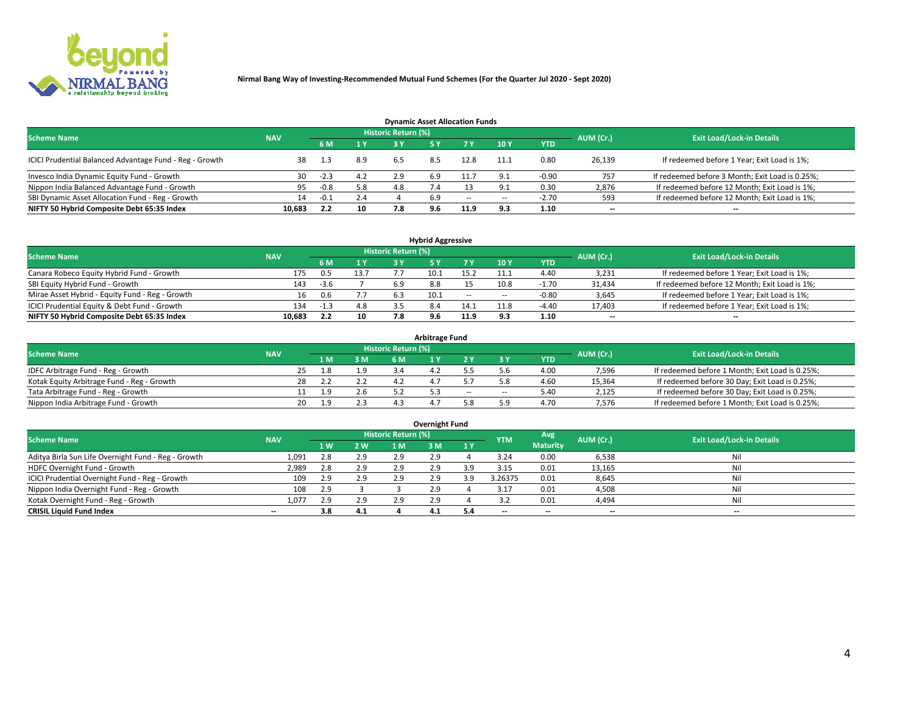**Nirmal Bang Way of Investing-Recommended Mutual Fund Schemes (For the Quarter Jul 2020 - Sept 2020)**

### Dynamic Asset Allocation Funds

| Scheme Name | NAV | Historic Return (%) | | | | | | | AUM (Cr.) | Exit Load/Lock-in Details |
|---|---|---|---|---|---|---|---|---|---|---|
| | | 6 M | 1 Y | 3 Y | 5 Y | 7 Y | 10 Y | YTD | | |
| ICICI Prudential Balanced Advantage Fund - Reg - Growth | 38 | 1.3 | 8.9 | 6.5 | 8.5 | 12.8 | 11.1 | 0.80 | 26,139 | If redeemed before 1 Year; Exit Load is 1%; |
| Invesco India Dynamic Equity Fund - Growth | 30 | -2.3 | 4.2 | 2.9 | 6.9 | 11.7 | 9.1 | -0.90 | 757 | If redeemed before 3 Month; Exit Load is 0.25%; |
| Nippon India Balanced Advantage Fund - Growth | 95 | -0.8 | 5.8 | 4.8 | 7.4 | 13 | 9.1 | 0.30 | 2,876 | If redeemed before 12 Month; Exit Load is 1%; |
| SBI Dynamic Asset Allocation Fund - Reg - Growth | 14 | -0.1 | 2.4 | 4 | 6.9 | -- | -- | -2.70 | 593 | If redeemed before 12 Month; Exit Load is 1%; |
| **NIFTY 50 Hybrid Composite Debt 65:35 Index** | **10,683** | **2.2** | **10** | **7.8** | **9.6** | **11.9** | **9.3** | **1.10** | **--** | **--** |

### Hybrid Aggressive

| Scheme Name | NAV | Historic Return (%) | | | | | | | AUM (Cr.) | Exit Load/Lock-in Details |
|---|---|---|---|---|---|---|---|---|---|---|
| | | 6 M | 1 Y | 3 Y | 5 Y | 7 Y | 10 Y | YTD | | |
| Canara Robeco Equity Hybrid Fund - Growth | 175 | 0.5 | 13.7 | 7.7 | 10.1 | 15.2 | 11.1 | 4.40 | 3,231 | If redeemed before 1 Year; Exit Load is 1%; |
| SBI Equity Hybrid Fund - Growth | 143 | -3.6 | 7 | 6.9 | 8.8 | 15 | 10.8 | -1.70 | 31,434 | If redeemed before 12 Month; Exit Load is 1%; |
| Mirae Asset Hybrid - Equity Fund - Reg - Growth | 16 | 0.6 | 7.7 | 6.3 | 10.1 | -- | -- | -0.80 | 3,645 | If redeemed before 1 Year; Exit Load is 1%; |
| ICICI Prudential Equity & Debt Fund - Growth | 134 | -1.3 | 4.8 | 3.5 | 8.4 | 14.1 | 11.8 | -4.40 | 17,403 | If redeemed before 1 Year; Exit Load is 1%; |
| **NIFTY 50 Hybrid Composite Debt 65:35 Index** | **10,683** | **2.2** | **10** | **7.8** | **9.6** | **11.9** | **9.3** | **1.10** | **--** | **--** |

### Arbitrage Fund

| Scheme Name | NAV | Historic Return (%) | | | | | | AUM (Cr.) | Exit Load/Lock-in Details |
|---|---|---|---|---|---|---|---|---|---|
| | | 1 M | 3 M | 6 M | 1 Y | 2 Y | 3 Y | YTD | | |
| IDFC Arbitrage Fund - Reg - Growth | 25 | 1.8 | 1.9 | 3.4 | 4.2 | 5.5 | 5.6 | 4.00 | 7,596 | If redeemed before 1 Month; Exit Load is 0.25%; |
| Kotak Equity Arbitrage Fund - Reg - Growth | 28 | 2.2 | 2.2 | 4.2 | 4.7 | 5.7 | 5.8 | 4.60 | 15,364 | If redeemed before 30 Day; Exit Load is 0.25%; |
| Tata Arbitrage Fund - Reg - Growth | 11 | 1.9 | 2.6 | 5.2 | 5.3 | -- | -- | 5.40 | 2,125 | If redeemed before 30 Day; Exit Load is 0.25%; |
| Nippon India Arbitrage Fund - Growth | 20 | 1.9 | 2.3 | 4.3 | 4.7 | 5.8 | 5.9 | 4.70 | 7,576 | If redeemed before 1 Month; Exit Load is 0.25%; |

### Overnight Fund

| Scheme Name | NAV | Historic Return (%) | | | | | YTM | Avg Maturity | AUM (Cr.) | Exit Load/Lock-in Details |
|---|---|---|---|---|---|---|---|---|---|---|
| | | 1 W | 2 W | 1 M | 3 M | 1 Y | | | | |
| Aditya Birla Sun Life Overnight Fund - Reg - Growth | 1,091 | 2.8 | 2.9 | 2.9 | 2.9 | 4 | 3.24 | 0.00 | 6,538 | Nil |
| HDFC Overnight Fund - Growth | 2,989 | 2.8 | 2.9 | 2.9 | 2.9 | 3.9 | 3.15 | 0.01 | 13,165 | Nil |
| ICICI Prudential Overnight Fund - Reg - Growth | 109 | 2.9 | 2.9 | 2.9 | 2.9 | 3.9 | 3.26375 | 0.01 | 8,645 | Nil |
| Nippon India Overnight Fund - Reg - Growth | 108 | 2.9 | 3 | 3 | 2.9 | 4 | 3.17 | 0.01 | 4,508 | Nil |
| Kotak Overnight Fund - Reg - Growth | 1,077 | 2.9 | 2.9 | 2.9 | 2.9 | 4 | 3.2 | 0.01 | 4,494 | Nil |
| **CRISIL Liquid Fund Index** | **--** | **3.8** | **4.1** | **4** | **4.1** | **5.4** | **--** | **--** | **--** | **--** |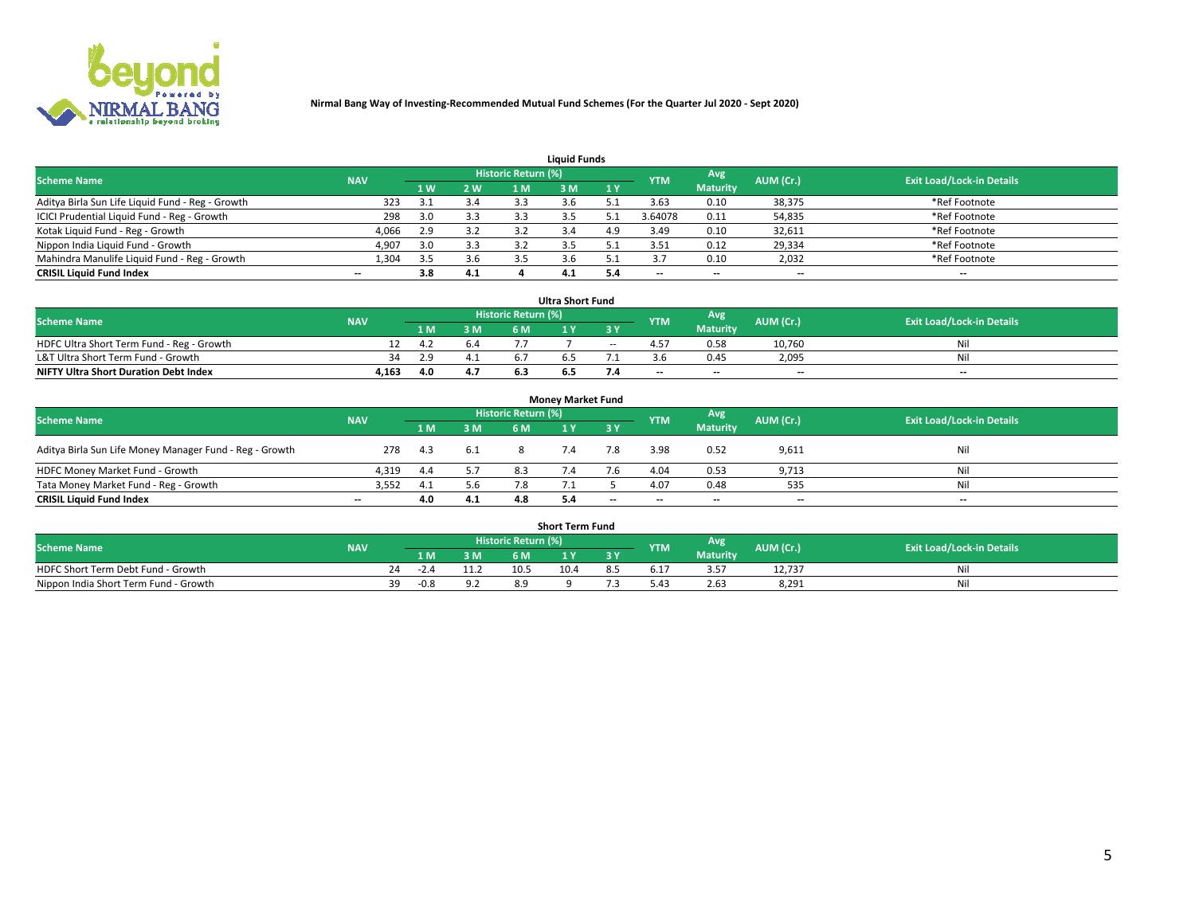Nirmal Bang Way of Investing-Recommended Mutual Fund Schemes (For the Quarter Jul 2020 - Sept 2020)

## Liquid Funds

| Scheme Name | NAV | Historic Return (%) | | | | | YTM | Avg Maturity | AUM (Cr.) | Exit Load/Lock-in Details |
|---|---|---|---|---|---|---|---|---|---|---|
| | | 1 W | 2 W | 1 M | 3 M | 1 Y | | | | |
| Aditya Birla Sun Life Liquid Fund - Reg - Growth | 323 | 3.1 | 3.4 | 3.3 | 3.6 | 5.1 | 3.63 | 0.10 | 38,375 | *Ref Footnote |
| ICICI Prudential Liquid Fund - Reg - Growth | 298 | 3.0 | 3.3 | 3.3 | 3.5 | 5.1 | 3.64078 | 0.11 | 54,835 | *Ref Footnote |
| Kotak Liquid Fund - Reg - Growth | 4,066 | 2.9 | 3.2 | 3.2 | 3.4 | 4.9 | 3.49 | 0.10 | 32,611 | *Ref Footnote |
| Nippon India Liquid Fund - Growth | 4,907 | 3.0 | 3.3 | 3.2 | 3.5 | 5.1 | 3.51 | 0.12 | 29,334 | *Ref Footnote |
| Mahindra Manulife Liquid Fund - Reg - Growth | 1,304 | 3.5 | 3.6 | 3.5 | 3.6 | 5.1 | 3.7 | 0.10 | 2,032 | *Ref Footnote |
| **CRISIL Liquid Fund Index** | -- | **3.8** | **4.1** | **4** | **4.1** | **5.4** | -- | -- | -- | -- |

## Ultra Short Fund

| Scheme Name | NAV | Historic Return (%) | | | | | YTM | Avg Maturity | AUM (Cr.) | Exit Load/Lock-in Details |
|---|---|---|---|---|---|---|---|---|---|---|
| | | 1 M | 3 M | 6 M | 1 Y | 3 Y | | | | |
| HDFC Ultra Short Term Fund - Reg - Growth | 12 | 4.2 | 6.4 | 7.7 | 7 | -- | 4.57 | 0.58 | 10,760 | Nil |
| L&T Ultra Short Term Fund - Growth | 34 | 2.9 | 4.1 | 6.7 | 6.5 | 7.1 | 3.6 | 0.45 | 2,095 | Nil |
| **NIFTY Ultra Short Duration Debt Index** | **4,163** | **4.0** | **4.7** | **6.3** | **6.5** | **7.4** | -- | -- | -- | -- |

## Money Market Fund

| Scheme Name | NAV | Historic Return (%) | | | | | YTM | Avg Maturity | AUM (Cr.) | Exit Load/Lock-in Details |
|---|---|---|---|---|---|---|---|---|---|---|
| | | 1 M | 3 M | 6 M | 1 Y | 3 Y | | | | |
| Aditya Birla Sun Life Money Manager Fund - Reg - Growth | 278 | 4.3 | 6.1 | 8 | 7.4 | 7.8 | 3.98 | 0.52 | 9,611 | Nil |
| HDFC Money Market Fund - Growth | 4,319 | 4.4 | 5.7 | 8.3 | 7.4 | 7.6 | 4.04 | 0.53 | 9,713 | Nil |
| Tata Money Market Fund - Reg - Growth | 3,552 | 4.1 | 5.6 | 7.8 | 7.1 | 5 | 4.07 | 0.48 | 535 | Nil |
| **CRISIL Liquid Fund Index** | -- | **4.0** | **4.1** | **4.8** | **5.4** | -- | -- | -- | -- | -- |

## Short Term Fund

| Scheme Name | NAV | Historic Return (%) | | | | | YTM | Avg Maturity | AUM (Cr.) | Exit Load/Lock-in Details |
|---|---|---|---|---|---|---|---|---|---|---|
| | | 1 M | 3 M | 6 M | 1 Y | 3 Y | | | | |
| HDFC Short Term Debt Fund - Growth | 24 | -2.4 | 11.2 | 10.5 | 10.4 | 8.5 | 6.17 | 3.57 | 12,737 | Nil |
| Nippon India Short Term Fund - Growth | 39 | -0.8 | 9.2 | 8.9 | 9 | 7.3 | 5.43 | 2.63 | 8,291 | Nil |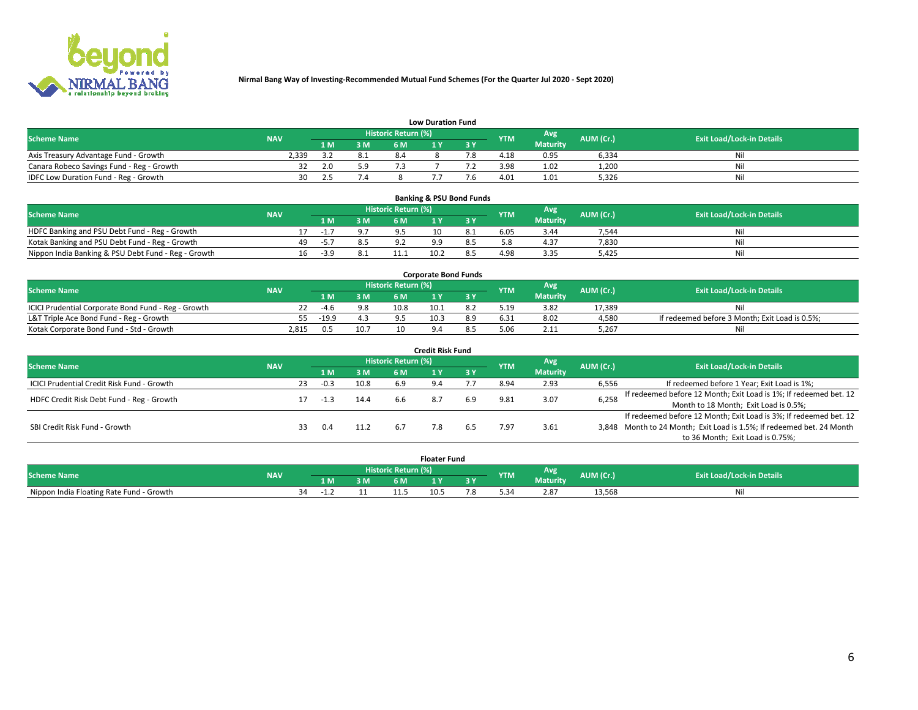**Nirmal Bang Way of Investing-Recommended Mutual Fund Schemes (For the Quarter Jul 2020 - Sept 2020)**

### Low Duration Fund

| Scheme Name | NAV | Historic Return (%) | | | | | YTM | Avg Maturity | AUM (Cr.) | Exit Load/Lock-in Details |
|---|---|---|---|---|---|---|---|---|---|---|
| | | 1 M | 3 M | 6 M | 1 Y | 3 Y | | | | |
| Axis Treasury Advantage Fund - Growth | 2,339 | 3.2 | 8.1 | 8.4 | 8 | 7.8 | 4.18 | 0.95 | 6,334 | Nil |
| Canara Robeco Savings Fund - Reg - Growth | 32 | 2.0 | 5.9 | 7.3 | 7 | 7.2 | 3.98 | 1.02 | 1,200 | Nil |
| IDFC Low Duration Fund - Reg - Growth | 30 | 2.5 | 7.4 | 8 | 7.7 | 7.6 | 4.01 | 1.01 | 5,326 | Nil |

### Banking & PSU Bond Funds

| Scheme Name | NAV | Historic Return (%) | | | | | YTM | Avg Maturity | AUM (Cr.) | Exit Load/Lock-in Details |
|---|---|---|---|---|---|---|---|---|---|---|
| | | 1 M | 3 M | 6 M | 1 Y | 3 Y | | | | |
| HDFC Banking and PSU Debt Fund - Reg - Growth | 17 | -1.7 | 9.7 | 9.5 | 10 | 8.1 | 6.05 | 3.44 | 7,544 | Nil |
| Kotak Banking and PSU Debt Fund - Reg - Growth | 49 | -5.7 | 8.5 | 9.2 | 9.9 | 8.5 | 5.8 | 4.37 | 7,830 | Nil |
| Nippon India Banking & PSU Debt Fund - Reg - Growth | 16 | -3.9 | 8.1 | 11.1 | 10.2 | 8.5 | 4.98 | 3.35 | 5,425 | Nil |

### Corporate Bond Funds

| Scheme Name | NAV | Historic Return (%) | | | | | YTM | Avg Maturity | AUM (Cr.) | Exit Load/Lock-in Details |
|---|---|---|---|---|---|---|---|---|---|---|
| | | 1 M | 3 M | 6 M | 1 Y | 3 Y | | | | |
| ICICI Prudential Corporate Bond Fund - Reg - Growth | 22 | -4.6 | 9.8 | 10.8 | 10.1 | 8.2 | 5.19 | 3.82 | 17,389 | Nil |
| L&T Triple Ace Bond Fund - Reg - Growth | 55 | -19.9 | 4.3 | 9.5 | 10.3 | 8.9 | 6.31 | 8.02 | 4,580 | If redeemed before 3 Month; Exit Load is 0.5%; |
| Kotak Corporate Bond Fund - Std - Growth | 2,815 | 0.5 | 10.7 | 10 | 9.4 | 8.5 | 5.06 | 2.11 | 5,267 | Nil |

### Credit Risk Fund

| Scheme Name | NAV | Historic Return (%) | | | | | YTM | Avg Maturity | AUM (Cr.) | Exit Load/Lock-in Details |
|---|---|---|---|---|---|---|---|---|---|---|
| | | 1 M | 3 M | 6 M | 1 Y | 3 Y | | | | |
| ICICI Prudential Credit Risk Fund - Growth | 23 | -0.3 | 10.8 | 6.9 | 9.4 | 7.7 | 8.94 | 2.93 | 6,556 | If redeemed before 1 Year; Exit Load is 1%; |
| HDFC Credit Risk Debt Fund - Reg - Growth | 17 | -1.3 | 14.4 | 6.6 | 8.7 | 6.9 | 9.81 | 3.07 | 6,258 | If redeemed before 12 Month; Exit Load is 1%; If redeemed bet. 12 Month to 18 Month; Exit Load is 0.5%; |
| SBI Credit Risk Fund - Growth | 33 | 0.4 | 11.2 | 6.7 | 7.8 | 6.5 | 7.97 | 3.61 | 3,848 | If redeemed before 12 Month; Exit Load is 3%; If redeemed bet. 12 Month to 24 Month; Exit Load is 1.5%; If redeemed bet. 24 Month to 36 Month; Exit Load is 0.75%; |

### Floater Fund

| Scheme Name | NAV | Historic Return (%) | | | | | YTM | Avg Maturity | AUM (Cr.) | Exit Load/Lock-in Details |
|---|---|---|---|---|---|---|---|---|---|---|
| | | 1 M | 3 M | 6 M | 1 Y | 3 Y | | | | |
| Nippon India Floating Rate Fund - Growth | 34 | -1.2 | 11 | 11.5 | 10.5 | 7.8 | 5.34 | 2.87 | 13,568 | Nil |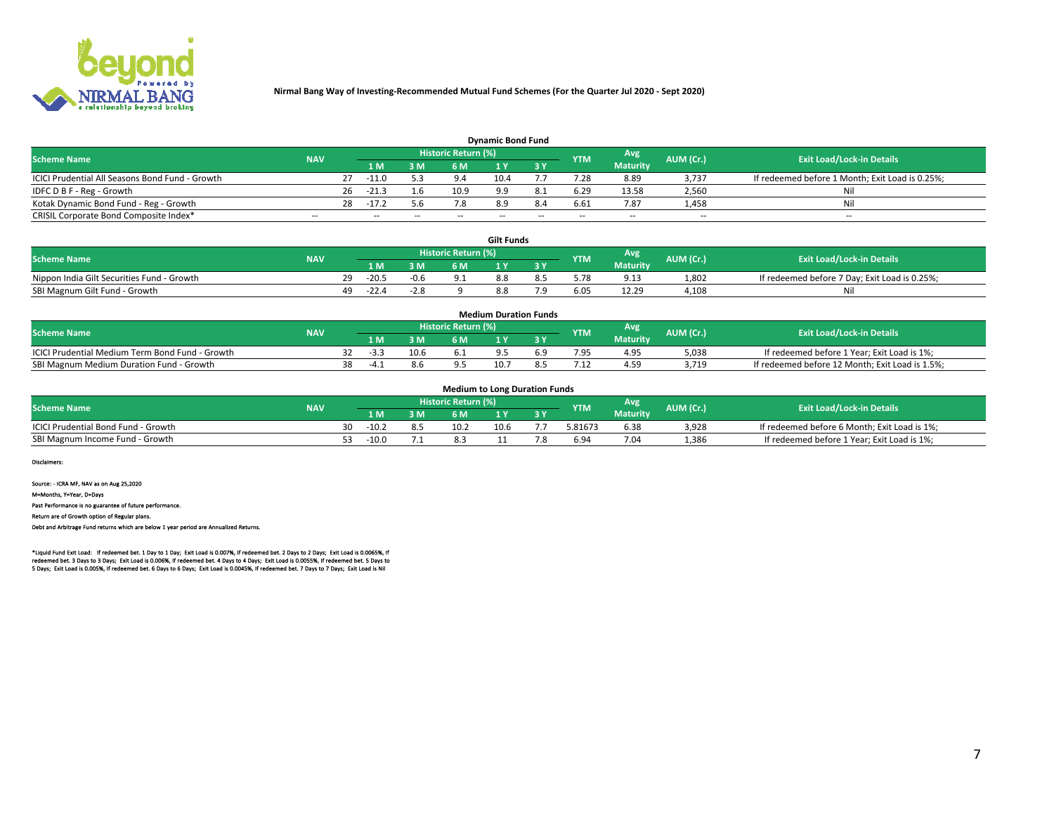**Nirmal Bang Way of Investing-Recommended Mutual Fund Schemes (For the Quarter Jul 2020 - Sept 2020)**

### Dynamic Bond Fund

| Scheme Name | NAV | Historic Return (%) | | | | | YTM | Avg Maturity | AUM (Cr.) | Exit Load/Lock-in Details |
|---|---|---|---|---|---|---|---|---|---|---|
| | | 1 M | 3 M | 6 M | 1 Y | 3 Y | | | | |
| ICICI Prudential All Seasons Bond Fund - Growth | 27 | -11.0 | 5.3 | 9.4 | 10.4 | 7.7 | 7.28 | 8.89 | 3,737 | If redeemed before 1 Month; Exit Load is 0.25%; |
| IDFC D B F - Reg - Growth | 26 | -21.3 | 1.6 | 10.9 | 9.9 | 8.1 | 6.29 | 13.58 | 2,560 | Nil |
| Kotak Dynamic Bond Fund - Reg - Growth | 28 | -17.2 | 5.6 | 7.8 | 8.9 | 8.4 | 6.61 | 7.87 | 1,458 | Nil |
| CRISIL Corporate Bond Composite Index* | -- | -- | -- | -- | -- | -- | -- | -- | -- | -- |

### Gilt Funds

| Scheme Name | NAV | Historic Return (%) | | | | | YTM | Avg Maturity | AUM (Cr.) | Exit Load/Lock-in Details |
|---|---|---|---|---|---|---|---|---|---|---|
| | | 1 M | 3 M | 6 M | 1 Y | 3 Y | | | | |
| Nippon India Gilt Securities Fund - Growth | 29 | -20.5 | -0.6 | 9.1 | 8.8 | 8.5 | 5.78 | 9.13 | 1,802 | If redeemed before 7 Day; Exit Load is 0.25%; |
| SBI Magnum Gilt Fund - Growth | 49 | -22.4 | -2.8 | 9 | 8.8 | 7.9 | 6.05 | 12.29 | 4,108 | Nil |

### Medium Duration Funds

| Scheme Name | NAV | Historic Return (%) | | | | | YTM | Avg Maturity | AUM (Cr.) | Exit Load/Lock-in Details |
|---|---|---|---|---|---|---|---|---|---|---|
| | | 1 M | 3 M | 6 M | 1 Y | 3 Y | | | | |
| ICICI Prudential Medium Term Bond Fund - Growth | 32 | -3.3 | 10.6 | 6.1 | 9.5 | 6.9 | 7.95 | 4.95 | 5,038 | If redeemed before 1 Year; Exit Load is 1%; |
| SBI Magnum Medium Duration Fund - Growth | 38 | -4.1 | 8.6 | 9.5 | 10.7 | 8.5 | 7.12 | 4.59 | 3,719 | If redeemed before 12 Month; Exit Load is 1.5%; |

### Medium to Long Duration Funds

| Scheme Name | NAV | Historic Return (%) | | | | | YTM | Avg Maturity | AUM (Cr.) | Exit Load/Lock-in Details |
|---|---|---|---|---|---|---|---|---|---|---|
| | | 1 M | 3 M | 6 M | 1 Y | 3 Y | | | | |
| ICICI Prudential Bond Fund - Growth | 30 | -10.2 | 8.5 | 10.2 | 10.6 | 7.7 | 5.81673 | 6.38 | 3,928 | If redeemed before 6 Month; Exit Load is 1%; |
| SBI Magnum Income Fund - Growth | 53 | -10.0 | 7.1 | 8.3 | 11 | 7.8 | 6.94 | 7.04 | 1,386 | If redeemed before 1 Year; Exit Load is 1%; |

Disclaimers:

Source: - ICRA MF, NAV as on Aug 25,2020

M=Months, Y=Year, D=Days

Past Performance is no guarantee of future performance.

Return are of Growth option of Regular plans.

Debt and Arbitrage Fund returns which are below 1 year period are Annualized Returns.

*Liquid Fund Exit Load: If redeemed bet. 1 Day to 1 Day; Exit Load is 0.007%, If redeemed bet. 2 Days to 2 Days; Exit Load is 0.0065%, If redeemed bet. 3 Days to 3 Days; Exit Load is 0.006%, If redeemed bet. 4 Days to 4 Days; Exit Load is 0.0055%, If redeemed bet. 5 Days to 5 Days; Exit Load is 0.005%, If redeemed bet. 6 Days to 6 Days; Exit Load is 0.0045%, If redeemed bet. 7 Days to 7 Days; Exit Load is Nil